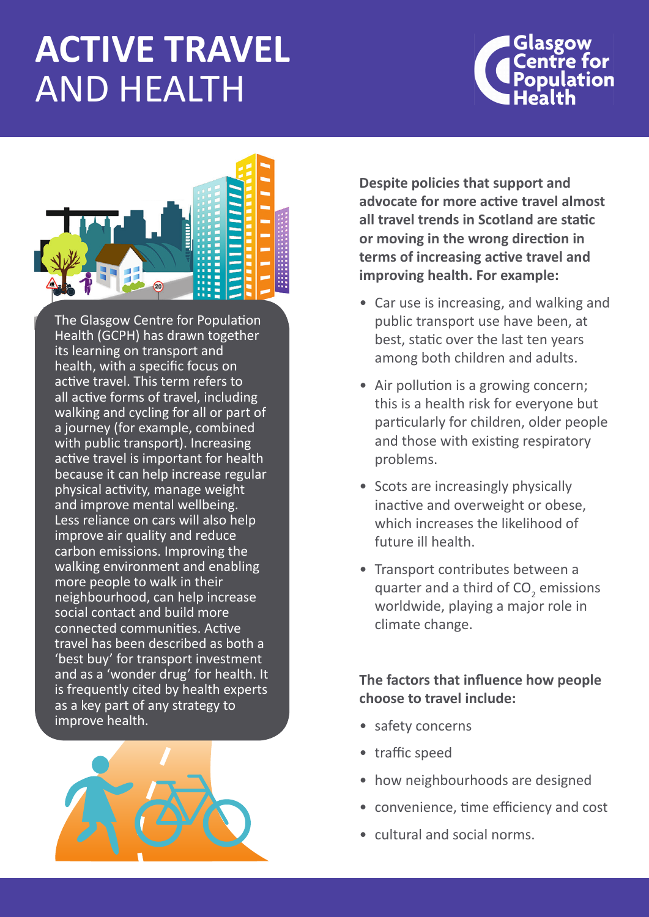# ACTIVE TRAVEL AND HEALTH

Glasgow Centre for Population Health

The Glasgow Centre for Population Health (GCPH) has drawn together its learning on transport and health, with a specific focus on active travel. This term refers to all active forms of travel, including walking and cycling for all or part of a journey (for example, combined with public transport). Increasing active travel is important for health because it can help increase regular physical activity, manage weight and improve mental wellbeing. Less reliance on cars will also help improve air quality and reduce carbon emissions. Improving the walking environment and enabling more people to walk in their neighbourhood, can help increase social contact and build more connected communities. Active travel has been described as both a 'best buy' for transport investment and as a 'wonder drug' for health. It is frequently cited by health experts as a key part of any strategy to improve health.

**Despite policies that support and advocate for more active travel almost all travel trends in Scotland are static or moving in the wrong direction in terms of increasing active travel and improving health. For example:**

- Car use is increasing, and walking and public transport use have been, at best, static over the last ten years among both children and adults.
- Air pollution is a growing concern; this is a health risk for everyone but particularly for children, older people and those with existing respiratory problems.
- Scots are increasingly physically inactive and overweight or obese, which increases the likelihood of future ill health.
- Transport contributes between a quarter and a third of $CO_2$ emissions worldwide, playing a major role in climate change.

**The factors that influence how people choose to travel include:**

- safety concerns
- traffic speed
- how neighbourhoods are designed
- convenience, time efficiency and cost
- cultural and social norms.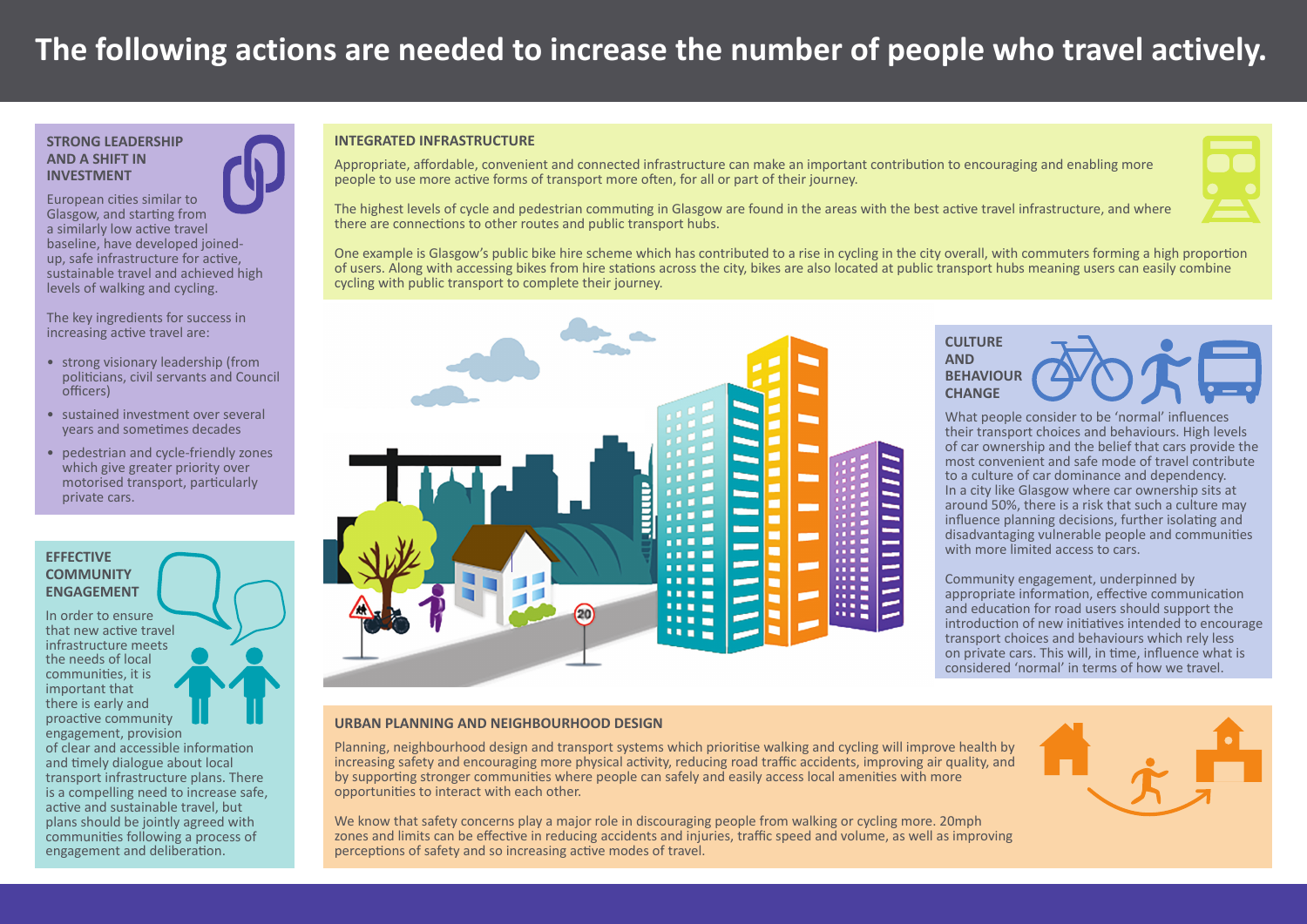# The following actions are needed to increase the number of people who travel actively.

## STRONG LEADERSHIP AND A SHIFT IN INVESTMENT

European cities similar to Glasgow, and starting from a similarly low active travel baseline, have developed joined-up, safe infrastructure for active, sustainable travel and achieved high levels of walking and cycling.

The key ingredients for success in increasing active travel are:

- strong visionary leadership (from politicians, civil servants and Council officers)
- sustained investment over several years and sometimes decades
- pedestrian and cycle-friendly zones which give greater priority over motorised transport, particularly private cars.

## EFFECTIVE COMMUNITY ENGAGEMENT

In order to ensure that new active travel infrastructure meets the needs of local communities, it is important that there is early and proactive community engagement, provision of clear and accessible information and timely dialogue about local transport infrastructure plans. There is a compelling need to increase safe, active and sustainable travel, but plans should be jointly agreed with communities following a process of engagement and deliberation.

## INTEGRATED INFRASTRUCTURE

Appropriate, affordable, convenient and connected infrastructure can make an important contribution to encouraging and enabling more people to use more active forms of transport more often, for all or part of their journey.

The highest levels of cycle and pedestrian commuting in Glasgow are found in the areas with the best active travel infrastructure, and where there are connections to other routes and public transport hubs.

One example is Glasgow's public bike hire scheme which has contributed to a rise in cycling in the city overall, with commuters forming a high proportion of users. Along with accessing bikes from hire stations across the city, bikes are also located at public transport hubs meaning users can easily combine cycling with public transport to complete their journey.

## CULTURE AND BEHAVIOUR CHANGE

What people consider to be 'normal' influences their transport choices and behaviours. High levels of car ownership and the belief that cars provide the most convenient and safe mode of travel contribute to a culture of car dominance and dependency. In a city like Glasgow where car ownership sits at around 50%, there is a risk that such a culture may influence planning decisions, further isolating and disadvantaging vulnerable people and communities with more limited access to cars.

Community engagement, underpinned by appropriate information, effective communication and education for road users should support the introduction of new initiatives intended to encourage transport choices and behaviours which rely less on private cars. This will, in time, influence what is considered 'normal' in terms of how we travel.

## URBAN PLANNING AND NEIGHBOURHOOD DESIGN

Planning, neighbourhood design and transport systems which prioritise walking and cycling will improve health by increasing safety and encouraging more physical activity, reducing road traffic accidents, improving air quality, and by supporting stronger communities where people can safely and easily access local amenities with more opportunities to interact with each other.

We know that safety concerns play a major role in discouraging people from walking or cycling more. 20mph zones and limits can be effective in reducing accidents and injuries, traffic speed and volume, as well as improving perceptions of safety and so increasing active modes of travel.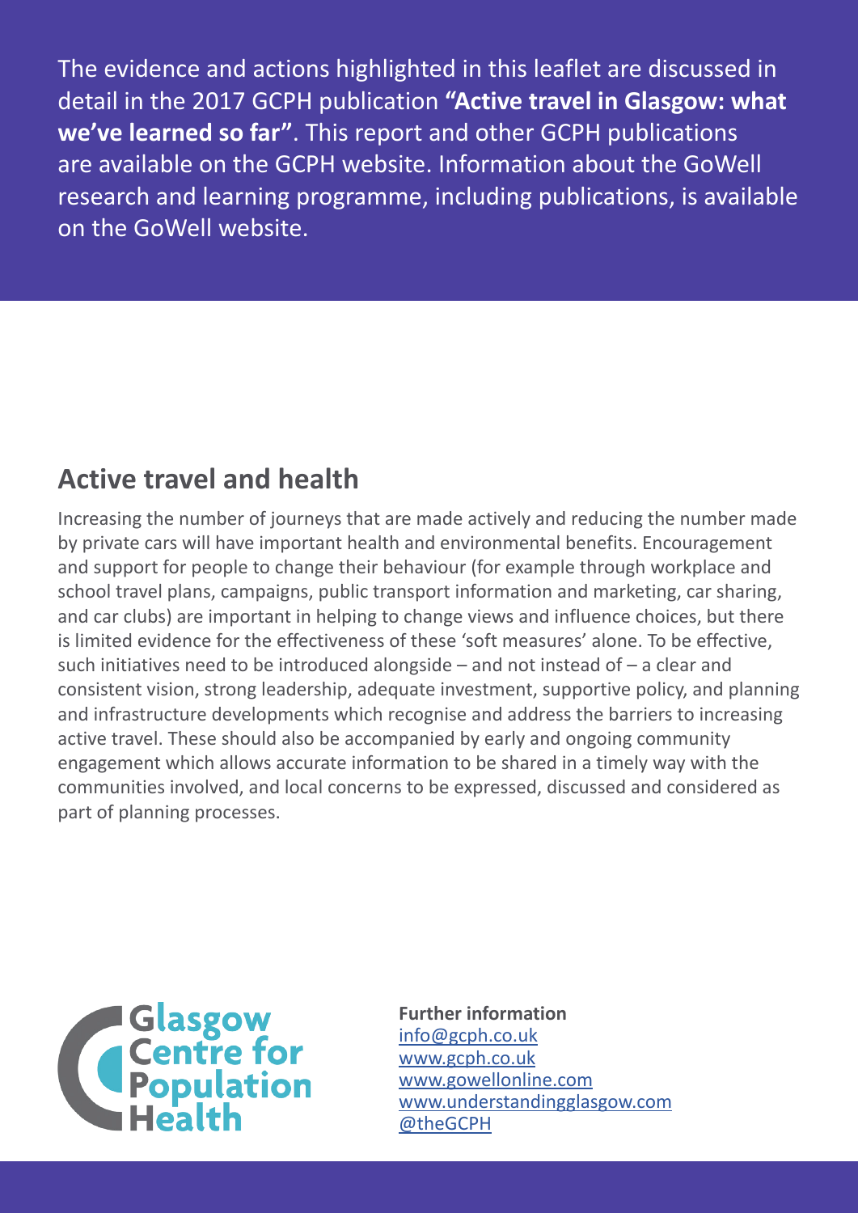The evidence and actions highlighted in this leaflet are discussed in detail in the 2017 GCPH publication **"Active travel in Glasgow: what we've learned so far"**. This report and other GCPH publications are available on the GCPH website. Information about the GoWell research and learning programme, including publications, is available on the GoWell website.

## Active travel and health

Increasing the number of journeys that are made actively and reducing the number made by private cars will have important health and environmental benefits. Encouragement and support for people to change their behaviour (for example through workplace and school travel plans, campaigns, public transport information and marketing, car sharing, and car clubs) are important in helping to change views and influence choices, but there is limited evidence for the effectiveness of these 'soft measures' alone. To be effective, such initiatives need to be introduced alongside – and not instead of – a clear and consistent vision, strong leadership, adequate investment, supportive policy, and planning and infrastructure developments which recognise and address the barriers to increasing active travel. These should also be accompanied by early and ongoing community engagement which allows accurate information to be shared in a timely way with the communities involved, and local concerns to be expressed, discussed and considered as part of planning processes.

Glasgow Centre for Population Health

**Further information**
info@gcph.co.uk
www.gcph.co.uk
www.gowellonline.com
www.understandingglasgow.com
@theGCPH